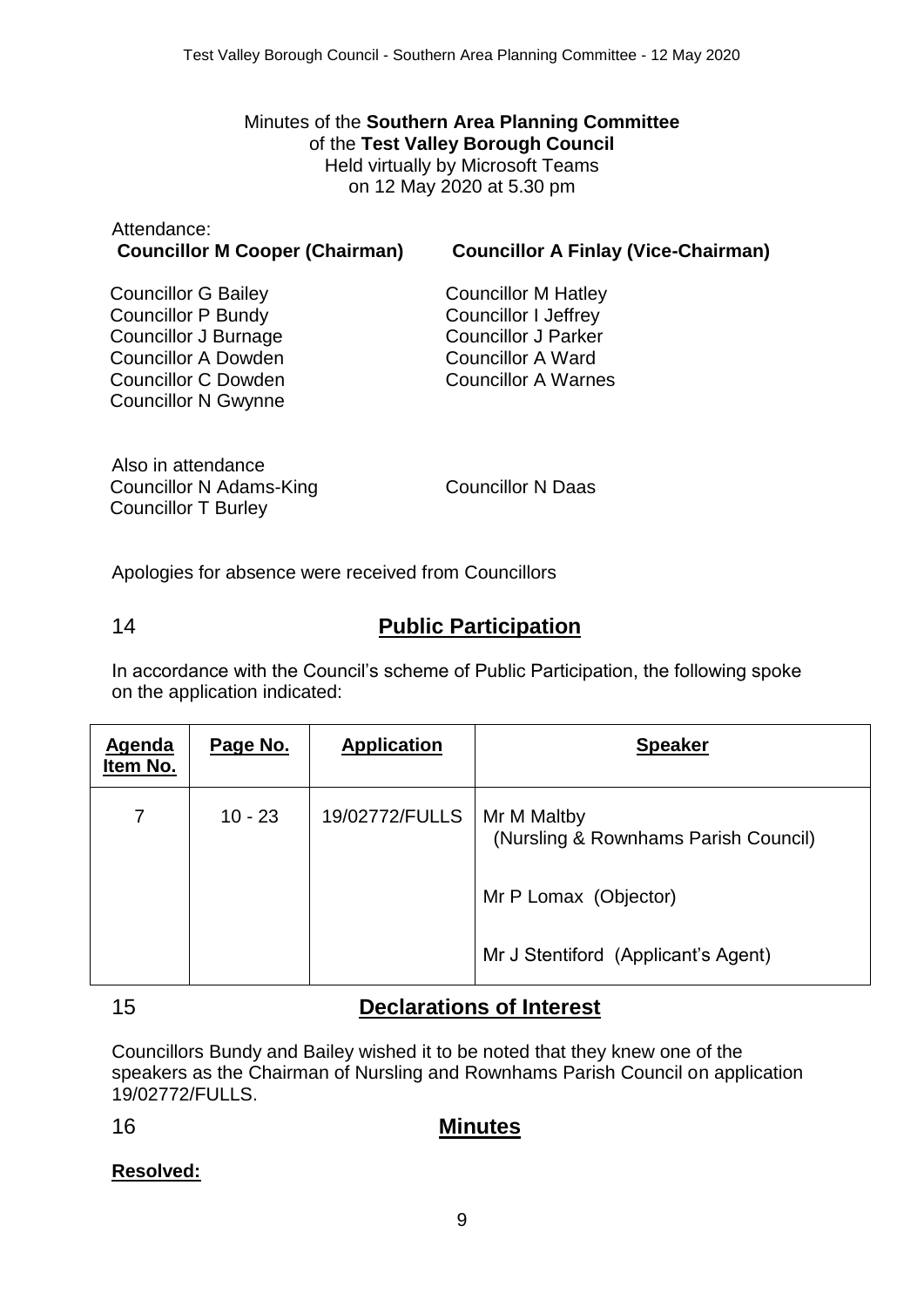Minutes of the **Southern Area Planning Committee**
of the **Test Valley Borough Council**
Held virtually by Microsoft Teams
on 12 May 2020 at 5.30 pm

Attendance:

**Councillor M Cooper (Chairman)**

**Councillor A Finlay (Vice-Chairman)**

Councillor G Bailey
Councillor P Bundy
Councillor J Burnage
Councillor A Dowden
Councillor C Dowden
Councillor N Gwynne
Councillor M Hatley
Councillor I Jeffrey
Councillor J Parker
Councillor A Ward
Councillor A Warnes

Also in attendance
Councillor N Adams-King
Councillor T Burley
Councillor N Daas

Apologies for absence were received from Councillors

## 14 Public Participation

In accordance with the Council's scheme of Public Participation, the following spoke on the application indicated:

| Agenda Item No. | Page No. | Application | Speaker |
| --- | --- | --- | --- |
| 7 | 10 - 23 | 19/02772/FULLS | Mr M Maltby (Nursling & Rownhams Parish Council) |
| | | | Mr P Lomax (Objector) |
| | | | Mr J Stentiford (Applicant's Agent) |

## 15 Declarations of Interest

Councillors Bundy and Bailey wished it to be noted that they knew one of the speakers as the Chairman of Nursling and Rownhams Parish Council on application 19/02772/FULLS.

## 16 Minutes

**Resolved:**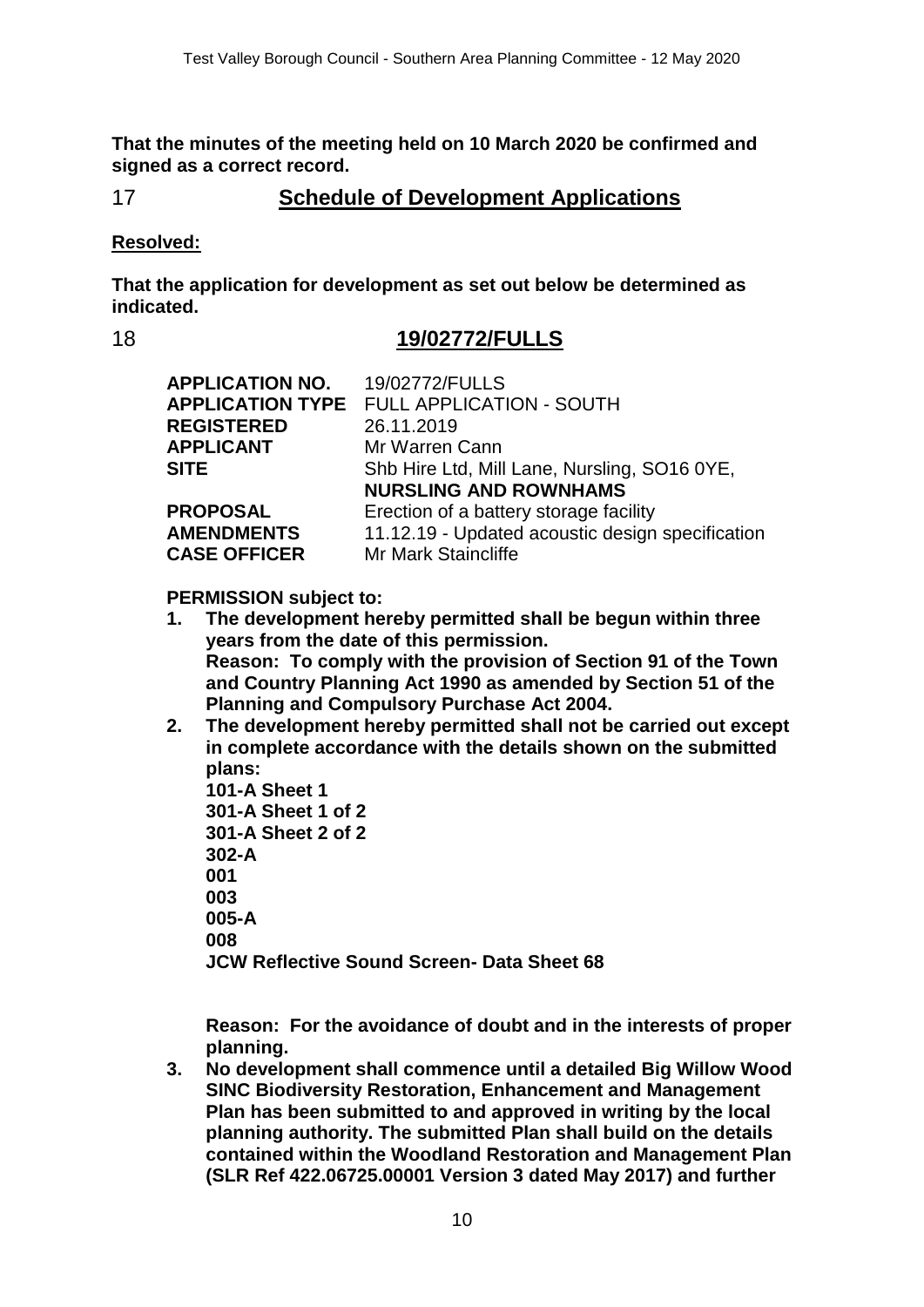**That the minutes of the meeting held on 10 March 2020 be confirmed and signed as a correct record.**

## 17 Schedule of Development Applications

**Resolved:**

**That the application for development as set out below be determined as indicated.**

## 18 19/02772/FULLS

| | |
|---|---|
| **APPLICATION NO.** | 19/02772/FULLS |
| **APPLICATION TYPE** | FULL APPLICATION - SOUTH |
| **REGISTERED** | 26.11.2019 |
| **APPLICANT** | Mr Warren Cann |
| **SITE** | Shb Hire Ltd, Mill Lane, Nursling, SO16 0YE, **NURSLING AND ROWNHAMS** |
| **PROPOSAL** | Erection of a battery storage facility |
| **AMENDMENTS** | 11.12.19 - Updated acoustic design specification |
| **CASE OFFICER** | Mr Mark Staincliffe |

**PERMISSION subject to:**

1. **The development hereby permitted shall be begun within three years from the date of this permission.**
   **Reason: To comply with the provision of Section 91 of the Town and Country Planning Act 1990 as amended by Section 51 of the Planning and Compulsory Purchase Act 2004.**
2. **The development hereby permitted shall not be carried out except in complete accordance with the details shown on the submitted plans:**
   **101-A Sheet 1**
   **301-A Sheet 1 of 2**
   **301-A Sheet 2 of 2**
   **302-A**
   **001**
   **003**
   **005-A**
   **008**
   **JCW Reflective Sound Screen- Data Sheet 68**

   **Reason: For the avoidance of doubt and in the interests of proper planning.**
3. **No development shall commence until a detailed Big Willow Wood SINC Biodiversity Restoration, Enhancement and Management Plan has been submitted to and approved in writing by the local planning authority. The submitted Plan shall build on the details contained within the Woodland Restoration and Management Plan (SLR Ref 422.06725.00001 Version 3 dated May 2017) and further**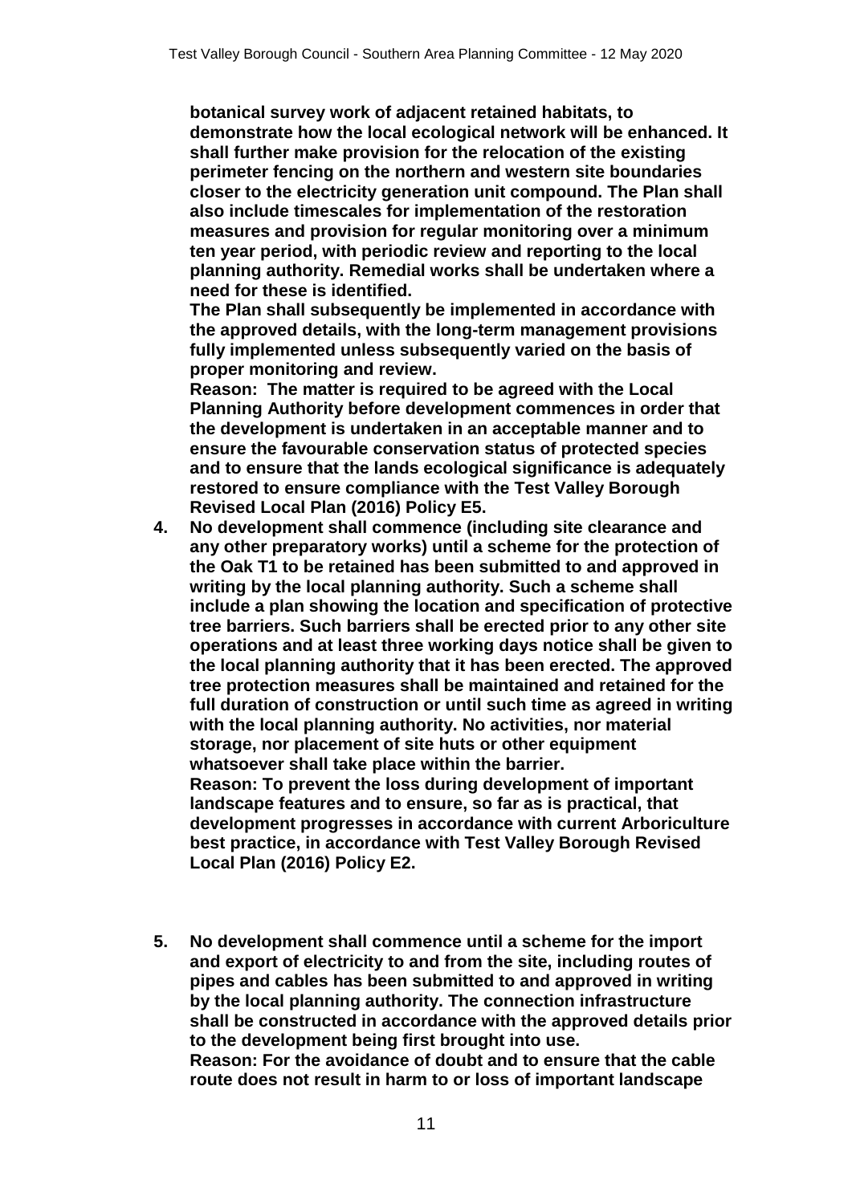**botanical survey work of adjacent retained habitats, to demonstrate how the local ecological network will be enhanced. It shall further make provision for the relocation of the existing perimeter fencing on the northern and western site boundaries closer to the electricity generation unit compound. The Plan shall also include timescales for implementation of the restoration measures and provision for regular monitoring over a minimum ten year period, with periodic review and reporting to the local planning authority. Remedial works shall be undertaken where a need for these is identified.**

**The Plan shall subsequently be implemented in accordance with the approved details, with the long-term management provisions fully implemented unless subsequently varied on the basis of proper monitoring and review.**

**Reason: The matter is required to be agreed with the Local Planning Authority before development commences in order that the development is undertaken in an acceptable manner and to ensure the favourable conservation status of protected species and to ensure that the lands ecological significance is adequately restored to ensure compliance with the Test Valley Borough Revised Local Plan (2016) Policy E5.**

4. **No development shall commence (including site clearance and any other preparatory works) until a scheme for the protection of the Oak T1 to be retained has been submitted to and approved in writing by the local planning authority. Such a scheme shall include a plan showing the location and specification of protective tree barriers. Such barriers shall be erected prior to any other site operations and at least three working days notice shall be given to the local planning authority that it has been erected. The approved tree protection measures shall be maintained and retained for the full duration of construction or until such time as agreed in writing with the local planning authority. No activities, nor material storage, nor placement of site huts or other equipment whatsoever shall take place within the barrier.**
   **Reason: To prevent the loss during development of important landscape features and to ensure, so far as is practical, that development progresses in accordance with current Arboriculture best practice, in accordance with Test Valley Borough Revised Local Plan (2016) Policy E2.**

5. **No development shall commence until a scheme for the import and export of electricity to and from the site, including routes of pipes and cables has been submitted to and approved in writing by the local planning authority. The connection infrastructure shall be constructed in accordance with the approved details prior to the development being first brought into use.**
   **Reason: For the avoidance of doubt and to ensure that the cable route does not result in harm to or loss of important landscape**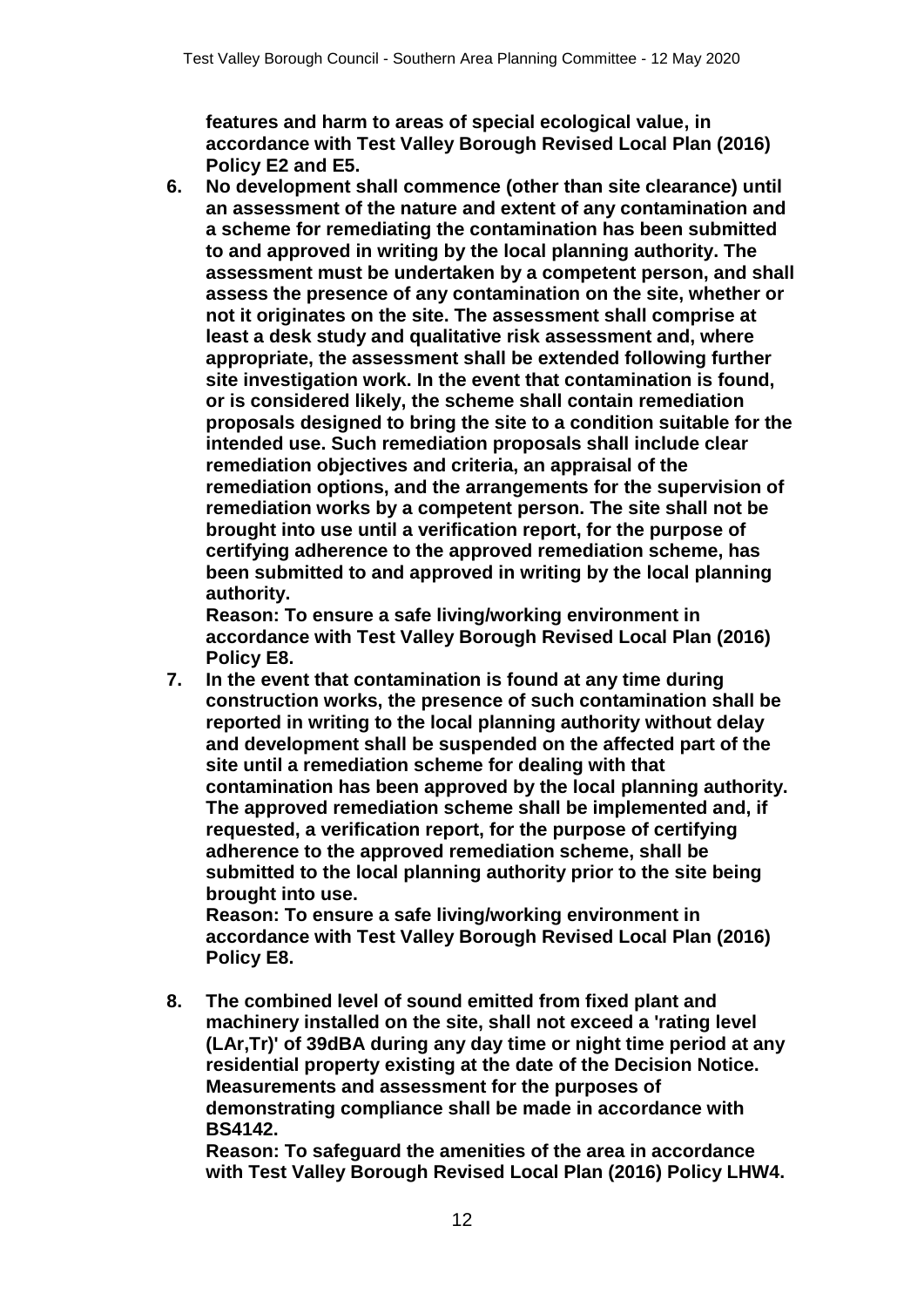**features and harm to areas of special ecological value, in accordance with Test Valley Borough Revised Local Plan (2016) Policy E2 and E5.**

6. **No development shall commence (other than site clearance) until an assessment of the nature and extent of any contamination and a scheme for remediating the contamination has been submitted to and approved in writing by the local planning authority. The assessment must be undertaken by a competent person, and shall assess the presence of any contamination on the site, whether or not it originates on the site. The assessment shall comprise at least a desk study and qualitative risk assessment and, where appropriate, the assessment shall be extended following further site investigation work. In the event that contamination is found, or is considered likely, the scheme shall contain remediation proposals designed to bring the site to a condition suitable for the intended use. Such remediation proposals shall include clear remediation objectives and criteria, an appraisal of the remediation options, and the arrangements for the supervision of remediation works by a competent person. The site shall not be brought into use until a verification report, for the purpose of certifying adherence to the approved remediation scheme, has been submitted to and approved in writing by the local planning authority.**
   **Reason: To ensure a safe living/working environment in accordance with Test Valley Borough Revised Local Plan (2016) Policy E8.**

7. **In the event that contamination is found at any time during construction works, the presence of such contamination shall be reported in writing to the local planning authority without delay and development shall be suspended on the affected part of the site until a remediation scheme for dealing with that contamination has been approved by the local planning authority. The approved remediation scheme shall be implemented and, if requested, a verification report, for the purpose of certifying adherence to the approved remediation scheme, shall be submitted to the local planning authority prior to the site being brought into use.**
   **Reason: To ensure a safe living/working environment in accordance with Test Valley Borough Revised Local Plan (2016) Policy E8.**

8. **The combined level of sound emitted from fixed plant and machinery installed on the site, shall not exceed a 'rating level (LAr,Tr)' of 39dBA during any day time or night time period at any residential property existing at the date of the Decision Notice. Measurements and assessment for the purposes of demonstrating compliance shall be made in accordance with BS4142.**
   **Reason: To safeguard the amenities of the area in accordance with Test Valley Borough Revised Local Plan (2016) Policy LHW4.**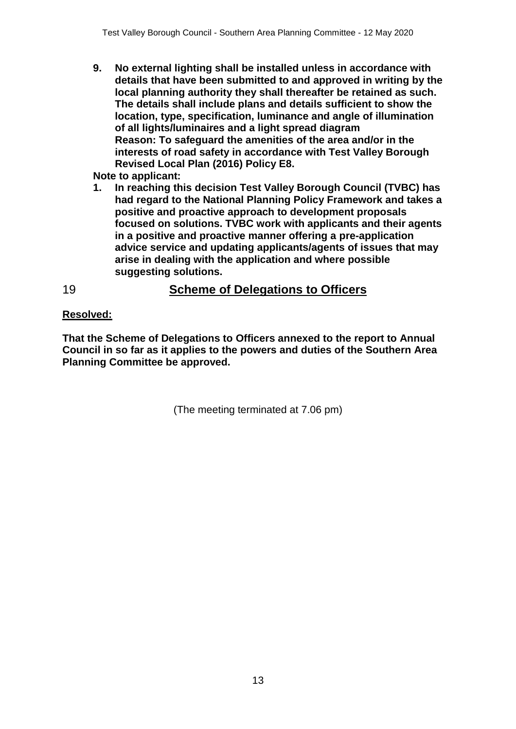**9. No external lighting shall be installed unless in accordance with details that have been submitted to and approved in writing by the local planning authority they shall thereafter be retained as such. The details shall include plans and details sufficient to show the location, type, specification, luminance and angle of illumination of all lights/luminaires and a light spread diagram**
**Reason: To safeguard the amenities of the area and/or in the interests of road safety in accordance with Test Valley Borough Revised Local Plan (2016) Policy E8.**

**Note to applicant:**

**1. In reaching this decision Test Valley Borough Council (TVBC) has had regard to the National Planning Policy Framework and takes a positive and proactive approach to development proposals focused on solutions. TVBC work with applicants and their agents in a positive and proactive manner offering a pre-application advice service and updating applicants/agents of issues that may arise in dealing with the application and where possible suggesting solutions.**

## 19 Scheme of Delegations to Officers

**Resolved:**

**That the Scheme of Delegations to Officers annexed to the report to Annual Council in so far as it applies to the powers and duties of the Southern Area Planning Committee be approved.**

(The meeting terminated at 7.06 pm)